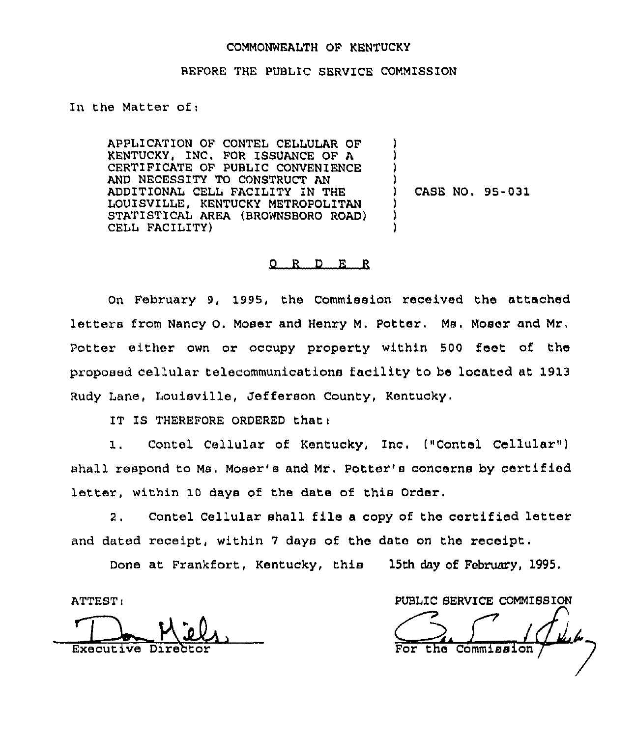COMMONWEALTH OF KENTUCKY

BEFORE THE PUBLIC SERVICE COMMISSION

In the Matter of:

| | | |
|---|---|---|
| APPLICATION OF CONTEL CELLULAR OF KENTUCKY, INC. FOR ISSUANCE OF A CERTIFICATE OF PUBLIC CONVENIENCE AND NECESSITY TO CONSTRUCT AN ADDITIONAL CELL FACILITY IN THE LOUISVILLE, KENTUCKY METROPOLITAN STATISTICAL AREA (BROWNSBORO ROAD) CELL FACILITY) | ) | CASE NO. 95-031 |

O R D E R

On February 9, 1995, the Commission received the attached letters from Nancy O. Moser and Henry M. Potter. Ms. Moser and Mr. Potter either own or occupy property within 500 feet of the proposed cellular telecommunications facility to be located at 1913 Rudy Lane, Louisville, Jefferson County, Kentucky.

IT IS THEREFORE ORDERED that:

1. Contel Cellular of Kentucky, Inc. ("Contel Cellular") shall respond to Ms. Moser's and Mr. Potter's concerns by certified letter, within 10 days of the date of this Order.

2. Contel Cellular shall file a copy of the certified letter and dated receipt, within 7 days of the date on the receipt.

Done at Frankfort, Kentucky, this 15th day of February, 1995.

ATTEST:

Executive Director

PUBLIC SERVICE COMMISSION

For the Commission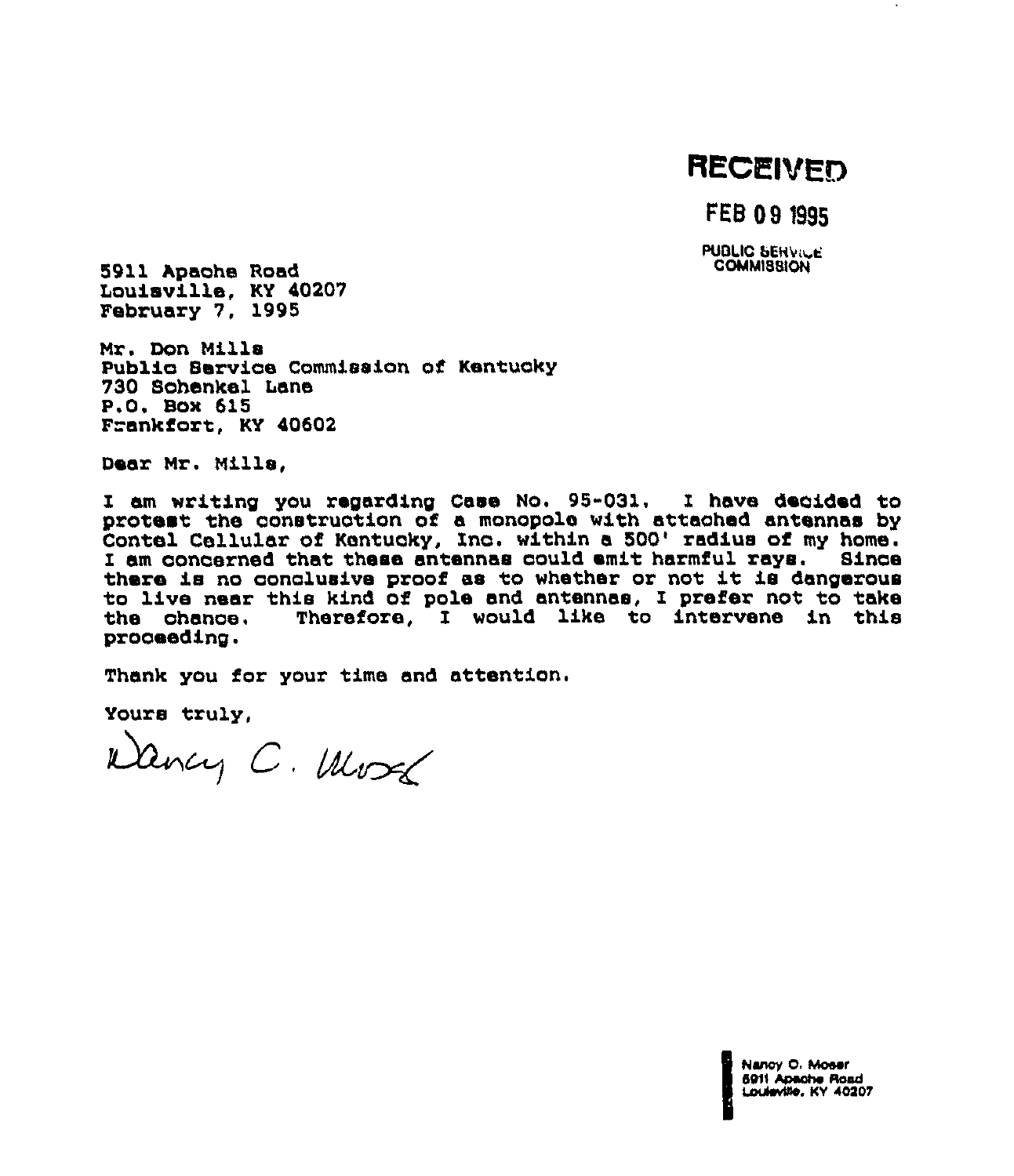RECEIVED

FEB 09 1995

PUBLIC SERVICE COMMISSION

5911 Apache Road
Louisville, KY 40207
February 7, 1995

Mr. Don Mills
Public Service Commission of Kentucky
730 Schenkel Lane
P.O. Box 615
Frankfort, KY 40602

Dear Mr. Mills,

I am writing you regarding Case No. 95-031. I have decided to protest the construction of a monopole with attached antennas by Contel Cellular of Kentucky, Inc. within a 500' radius of my home. I am concerned that these antennas could emit harmful rays. Since there is no conclusive proof as to whether or not it is dangerous to live near this kind of pole and antennas, I prefer not to take the chance. Therefore, I would like to intervene in this proceeding.

Thank you for your time and attention.

Yours truly,

Nancy C. Moser

Nancy C. Moser
5911 Apache Road
Louisville, KY 40207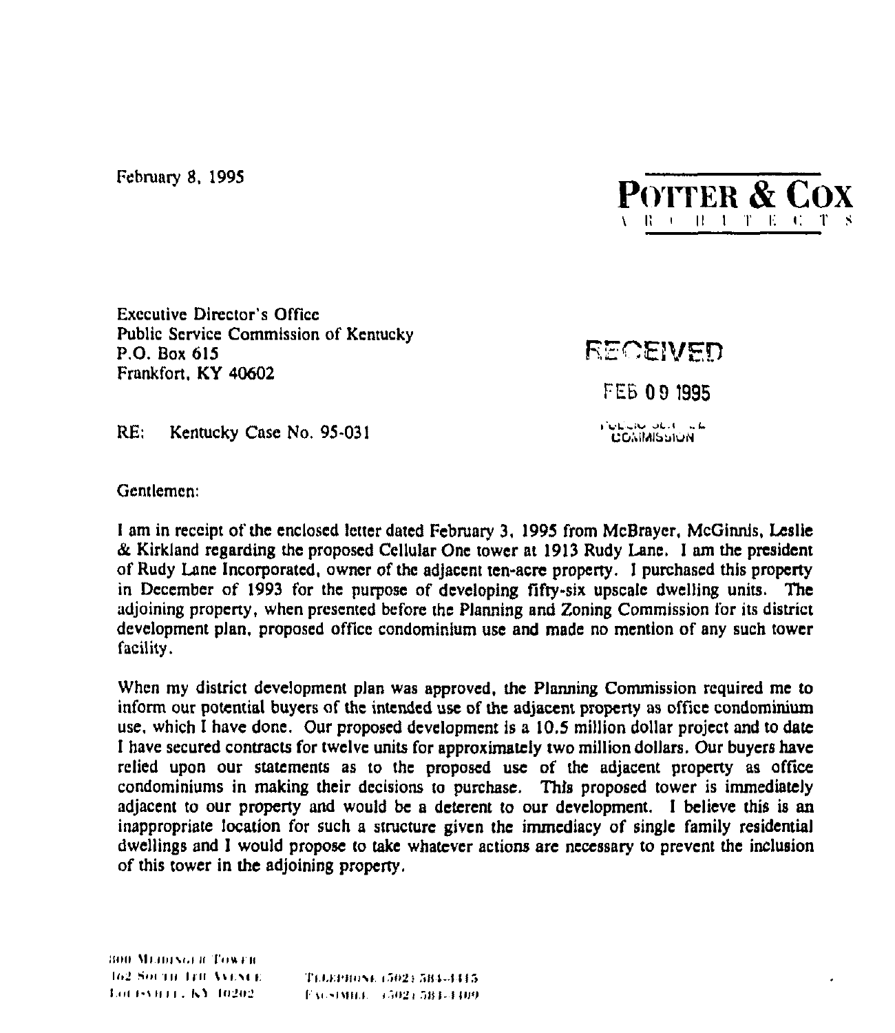February 8, 1995

**POTTER & COX**
ARCHITECTS

Executive Director's Office
Public Service Commission of Kentucky
P.O. Box 615
Frankfort, KY 40602

RECEIVED

FEB 09 1995

PUBLIC SERVICE COMMISSION

RE: Kentucky Case No. 95-031

Gentlemen:

I am in receipt of the enclosed letter dated February 3, 1995 from McBrayer, McGinnis, Leslie & Kirkland regarding the proposed Cellular One tower at 1913 Rudy Lane. I am the president of Rudy Lane Incorporated, owner of the adjacent ten-acre property. I purchased this property in December of 1993 for the purpose of developing fifty-six upscale dwelling units. The adjoining property, when presented before the Planning and Zoning Commission for its district development plan, proposed office condominium use and made no mention of any such tower facility.

When my district development plan was approved, the Planning Commission required me to inform our potential buyers of the intended use of the adjacent property as office condominium use, which I have done. Our proposed development is a 10.5 million dollar project and to date I have secured contracts for twelve units for approximately two million dollars. Our buyers have relied upon our statements as to the proposed use of the adjacent property as office condominiums in making their decisions to purchase. This proposed tower is immediately adjacent to our property and would be a deterent to our development. I believe this is an inappropriate location for such a structure given the immediacy of single family residential dwellings and I would propose to take whatever actions are necessary to prevent the inclusion of this tower in the adjoining property.

800 Meidinger Tower
462 South 4th Avenue
Louisville, KY 40202

Telephone (502) 584-4415
Facsimile (502) 584-4409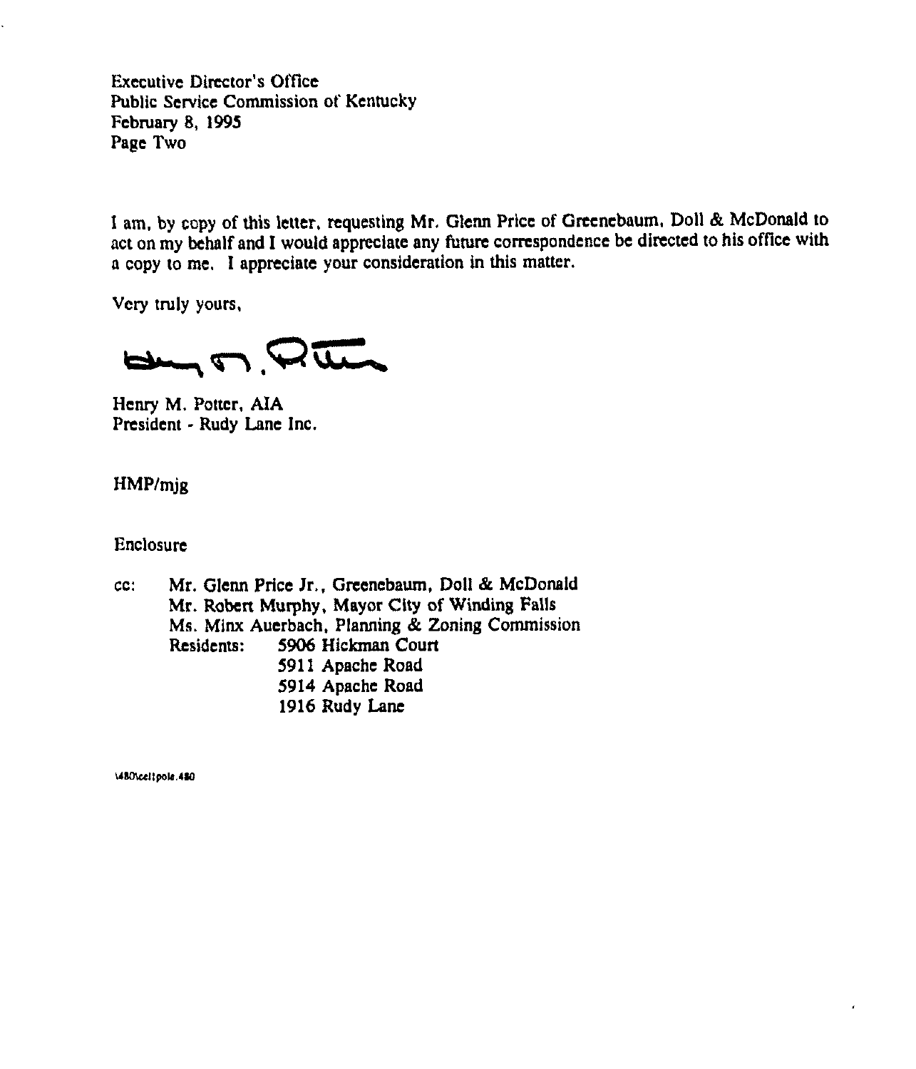Executive Director's Office
Public Service Commission of Kentucky
February 8, 1995
Page Two

I am, by copy of this letter, requesting Mr. Glenn Price of Greenebaum, Doll & McDonald to act on my behalf and I would appreciate any future correspondence be directed to his office with a copy to me. I appreciate your consideration in this matter.

Very truly yours,

Henry M. Potter, AIA
President - Rudy Lane Inc.

HMP/mjg

Enclosure

cc: Mr. Glenn Price Jr., Greenebaum, Doll & McDonald
Mr. Robert Murphy, Mayor City of Winding Falls
Ms. Minx Auerbach, Planning & Zoning Commission
Residents: 5906 Hickman Court
5911 Apache Road
5914 Apache Road
1916 Rudy Lane

\480\cellpole.480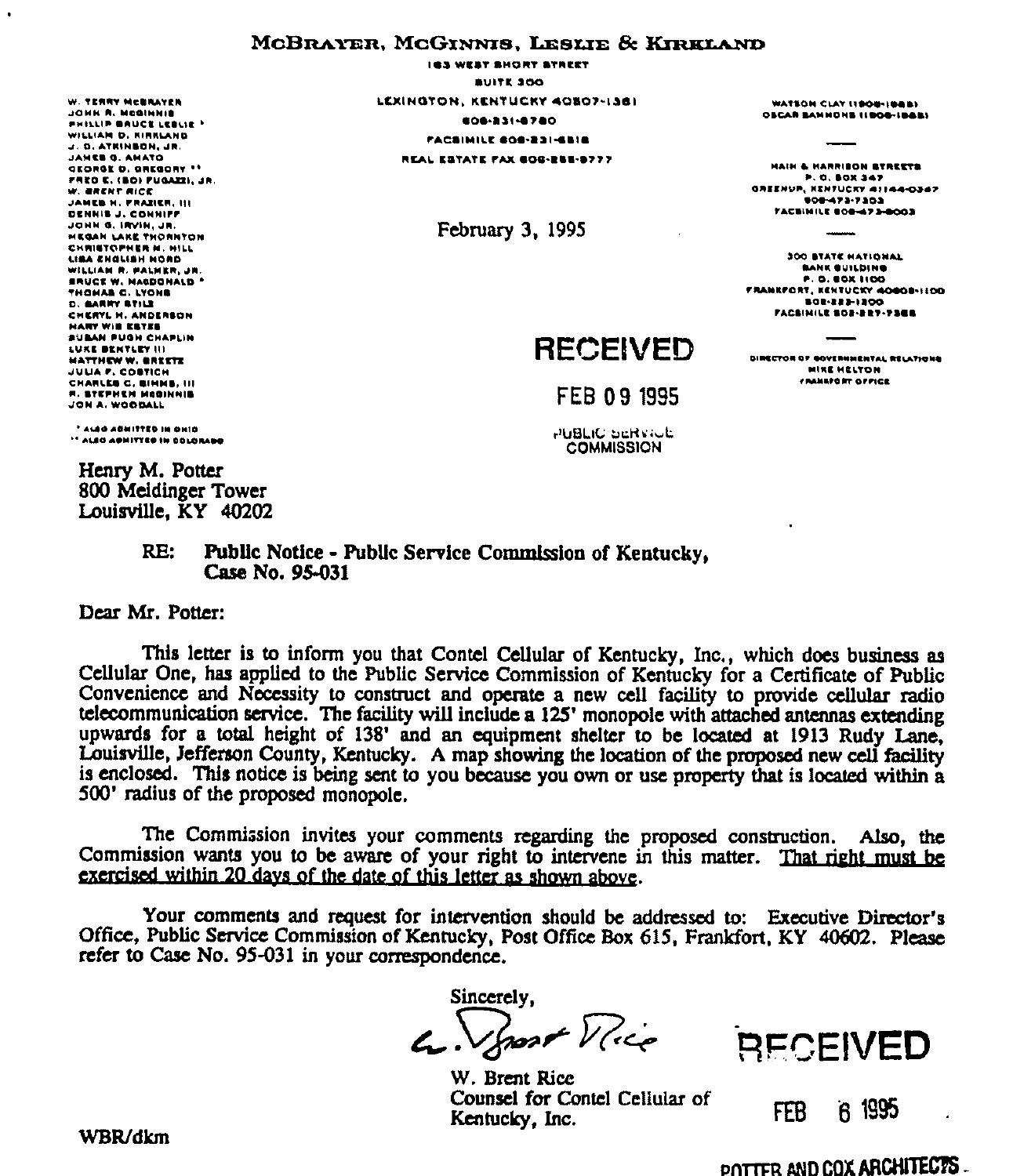# McBrayer, McGinnis, Leslie & Kirkland

163 West Short Street
Suite 300
Lexington, Kentucky 40507-1361
606-231-8780
Facsimile 606-231-6518
Real Estate Fax 606-255-9777

W. Terry McBrayer
John R. McGinnis
Phillip Bruce Leslie *
William D. Kirkland
J. D. Atkinson, Jr.
James G. Amato
George D. Gregory **
Fred E. (Bo) Fugazzi, Jr.
W. Brent Rice
James H. Frazier, III
Dennis J. Conniff
John G. Irvin, Jr.
Megan Lake Thornton
Christopher M. Hill
Lisa English Hord
William R. Palmer, Jr.
Bruce W. MacDonald *
Thomas C. Lyons
D. Barry Stilz
Cheryl H. Anderson
Mary Wis Estes
Susan Pugh Chaplin
Luke Bentley III
Matthew W. Breetz
Julia F. Costich
Charles C. Simms, III
R. Stephen McGinnis
Jon A. Woodall

* Also admitted in Ohio
** Also admitted in Colorado

Watson Clay (1906-1988)
Oscar Sammons (1906-1968)

Main & Harrison Streets
P. O. Box 347
Greenup, Kentucky 41144-0347
606-473-7303
Facsimile 606-473-6003

300 State National Bank Building
P. O. Box 1100
Frankfort, Kentucky 40602-1100
502-223-1200
Facsimile 502-227-7385

Director of Governmental Relations
Mike Helton
Frankfort Office

February 3, 1995

RECEIVED
FEB 09 1995
PUBLIC SERVICE COMMISSION

Henry M. Potter
800 Meidinger Tower
Louisville, KY 40202

RE: **Public Notice - Public Service Commission of Kentucky, Case No. 95-031**

Dear Mr. Potter:

This letter is to inform you that Contel Cellular of Kentucky, Inc., which does business as Cellular One, has applied to the Public Service Commission of Kentucky for a Certificate of Public Convenience and Necessity to construct and operate a new cell facility to provide cellular radio telecommunication service. The facility will include a 125' monopole with attached antennas extending upwards for a total height of 138' and an equipment shelter to be located at 1913 Rudy Lane, Louisville, Jefferson County, Kentucky. A map showing the location of the proposed new cell facility is enclosed. This notice is being sent to you because you own or use property that is located within a 500' radius of the proposed monopole.

The Commission invites your comments regarding the proposed construction. Also, the Commission wants you to be aware of your right to intervene in this matter. That right must be exercised within 20 days of the date of this letter as shown above.

Your comments and request for intervention should be addressed to: Executive Director's Office, Public Service Commission of Kentucky, Post Office Box 615, Frankfort, KY 40602. Please refer to Case No. 95-031 in your correspondence.

Sincerely,

W. Brent Rice
Counsel for Contel Cellular of Kentucky, Inc.

WBR/dkm

RECEIVED
FEB 6 1995
POTTER AND COX ARCHITECTS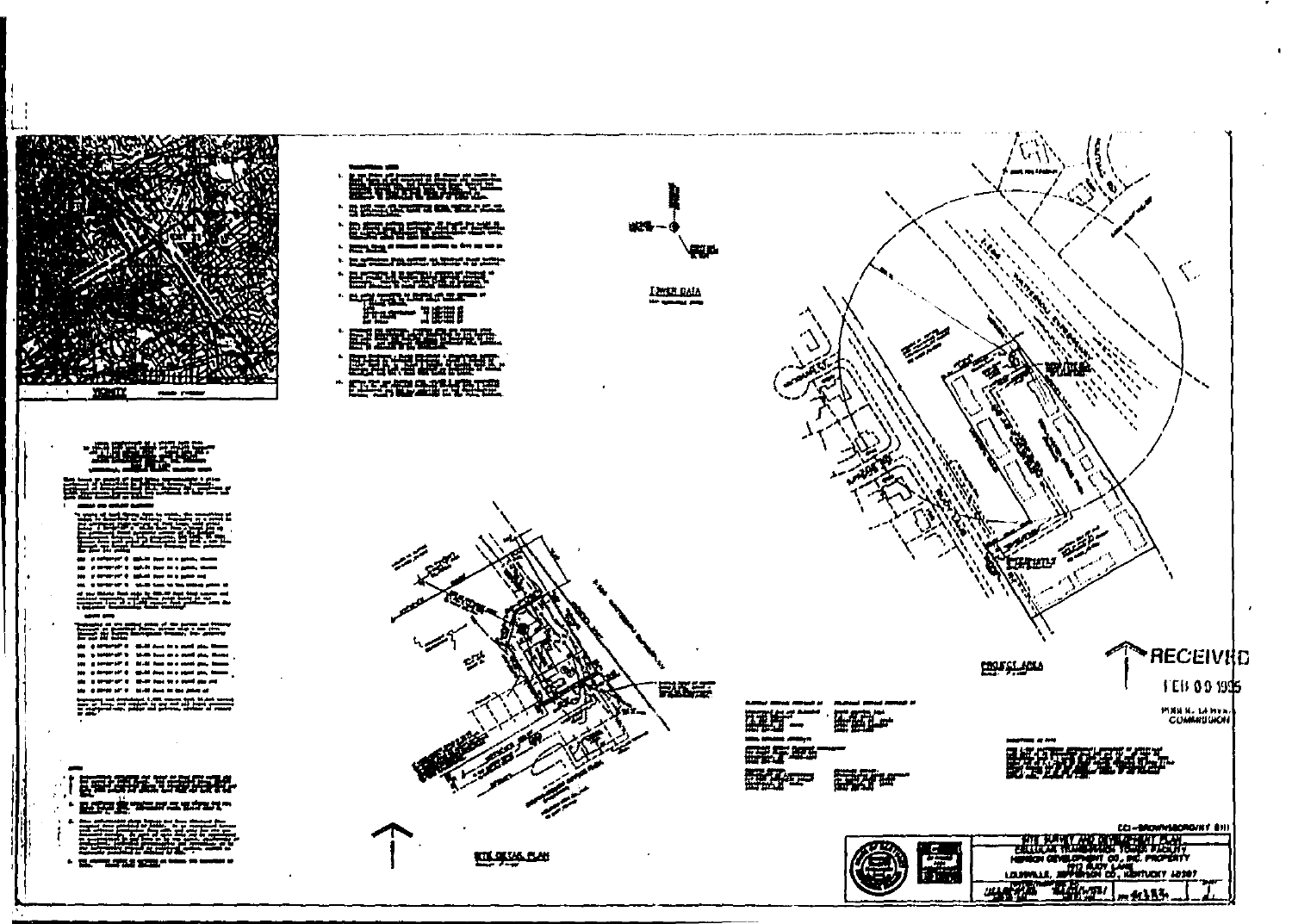VICINITY

TOWER DATA

PROJECT AREA

SITE DETAIL PLAN

RECEIVED

FEB 09 1995

PUBLIC SERVICE COMMISSION

CCI-BROWNSBORO/KY 8111

SITE SURVEY AND DEVELOPMENT PLAN
CELLULAR TRANSMISSION TOWER FACILITY
HERSON DEVELOPMENT CO., INC. PROPERTY
1013 RUDY LANE
LOUISVILLE, JEFFERSON CO., KENTUCKY 40207